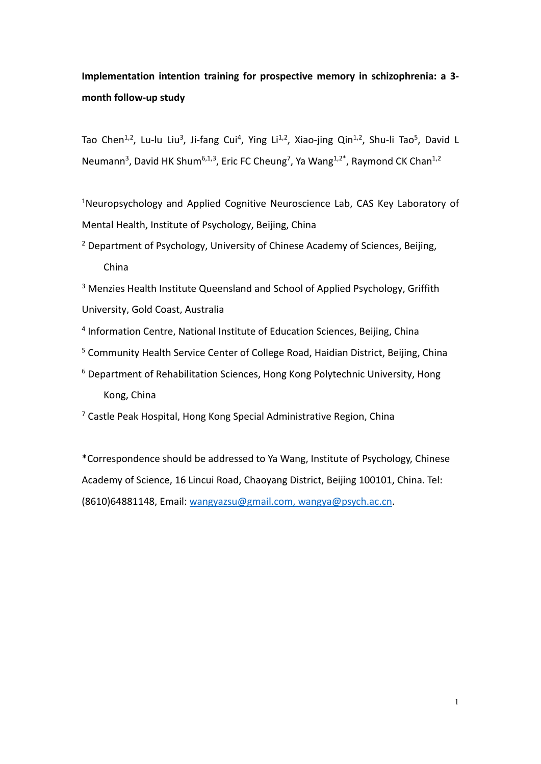**Implementation intention training for prospective memory in schizophrenia: a 3-month follow-up study**

Tao Chen[1,2], Lu-lu Liu[3], Ji-fang Cui[4], Ying Li[1,2], Xiao-jing Qin[1,2], Shu-li Tao[5], David L Neumann[3], David HK Shum[6,1,3], Eric FC Cheung[7], Ya Wang[1,2*], Raymond CK Chan[1,2]

[1]Neuropsychology and Applied Cognitive Neuroscience Lab, CAS Key Laboratory of Mental Health, Institute of Psychology, Beijing, China

[2] Department of Psychology, University of Chinese Academy of Sciences, Beijing, China

[3] Menzies Health Institute Queensland and School of Applied Psychology, Griffith University, Gold Coast, Australia

[4] Information Centre, National Institute of Education Sciences, Beijing, China

[5] Community Health Service Center of College Road, Haidian District, Beijing, China

[6] Department of Rehabilitation Sciences, Hong Kong Polytechnic University, Hong Kong, China

[7] Castle Peak Hospital, Hong Kong Special Administrative Region, China

*Correspondence should be addressed to Ya Wang, Institute of Psychology, Chinese Academy of Science, 16 Lincui Road, Chaoyang District, Beijing 100101, China. Tel: (8610)64881148, Email: wangyazsu@gmail.com, wangya@psych.ac.cn.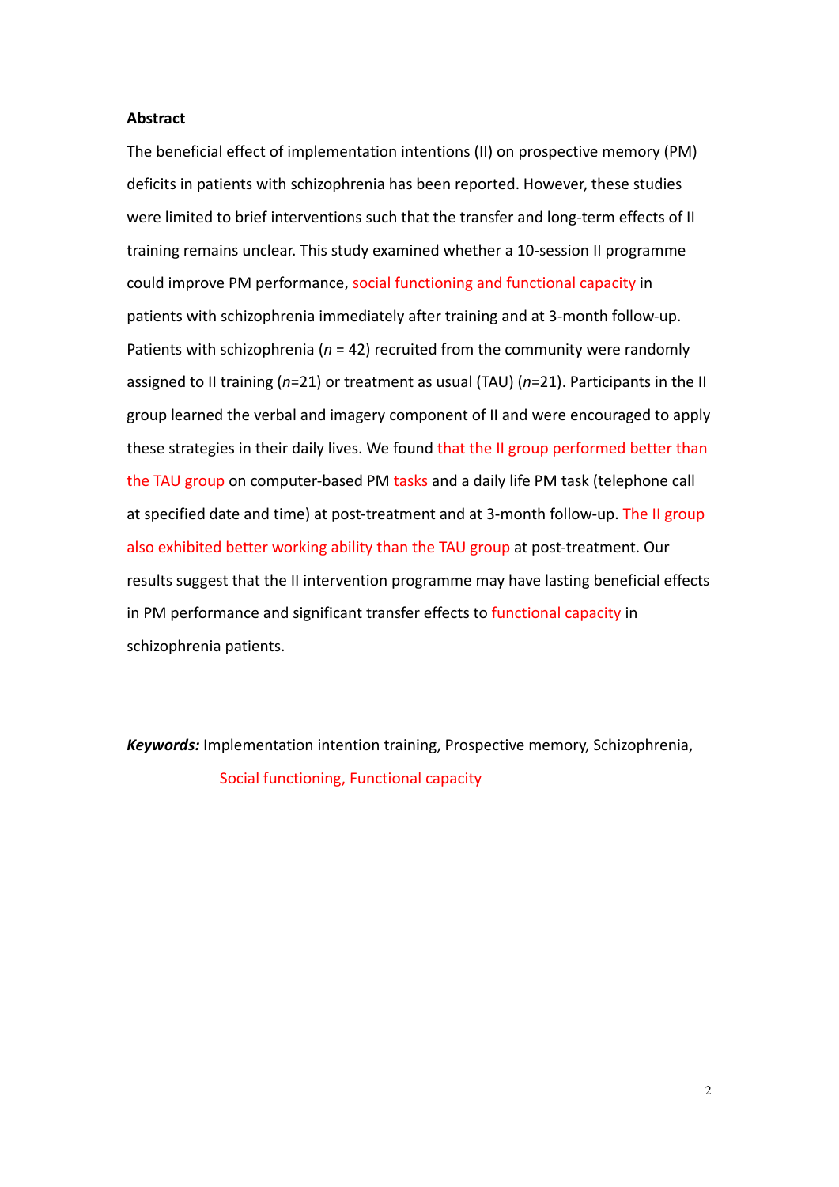**Abstract**

The beneficial effect of implementation intentions (II) on prospective memory (PM) deficits in patients with schizophrenia has been reported. However, these studies were limited to brief interventions such that the transfer and long-term effects of II training remains unclear. This study examined whether a 10-session II programme could improve PM performance, social functioning and functional capacity in patients with schizophrenia immediately after training and at 3-month follow-up. Patients with schizophrenia (*n* = 42) recruited from the community were randomly assigned to II training (*n*=21) or treatment as usual (TAU) (*n*=21). Participants in the II group learned the verbal and imagery component of II and were encouraged to apply these strategies in their daily lives. We found that the II group performed better than the TAU group on computer-based PM tasks and a daily life PM task (telephone call at specified date and time) at post-treatment and at 3-month follow-up. The II group also exhibited better working ability than the TAU group at post-treatment. Our results suggest that the II intervention programme may have lasting beneficial effects in PM performance and significant transfer effects to functional capacity in schizophrenia patients.

***Keywords:*** Implementation intention training, Prospective memory, Schizophrenia, Social functioning, Functional capacity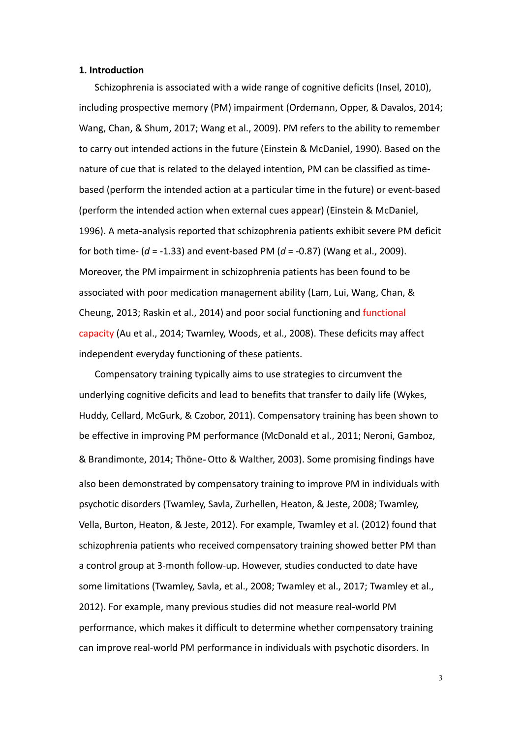**1. Introduction**

Schizophrenia is associated with a wide range of cognitive deficits (Insel, 2010), including prospective memory (PM) impairment (Ordemann, Opper, & Davalos, 2014; Wang, Chan, & Shum, 2017; Wang et al., 2009). PM refers to the ability to remember to carry out intended actions in the future (Einstein & McDaniel, 1990). Based on the nature of cue that is related to the delayed intention, PM can be classified as time-based (perform the intended action at a particular time in the future) or event-based (perform the intended action when external cues appear) (Einstein & McDaniel, 1996). A meta-analysis reported that schizophrenia patients exhibit severe PM deficit for both time- ($d$ = -1.33) and event-based PM ($d$ = -0.87) (Wang et al., 2009). Moreover, the PM impairment in schizophrenia patients has been found to be associated with poor medication management ability (Lam, Lui, Wang, Chan, & Cheung, 2013; Raskin et al., 2014) and poor social functioning and functional capacity (Au et al., 2014; Twamley, Woods, et al., 2008). These deficits may affect independent everyday functioning of these patients.

Compensatory training typically aims to use strategies to circumvent the underlying cognitive deficits and lead to benefits that transfer to daily life (Wykes, Huddy, Cellard, McGurk, & Czobor, 2011). Compensatory training has been shown to be effective in improving PM performance (McDonald et al., 2011; Neroni, Gamboz, & Brandimonte, 2014; Thöne- Otto & Walther, 2003). Some promising findings have also been demonstrated by compensatory training to improve PM in individuals with psychotic disorders (Twamley, Savla, Zurhellen, Heaton, & Jeste, 2008; Twamley, Vella, Burton, Heaton, & Jeste, 2012). For example, Twamley et al. (2012) found that schizophrenia patients who received compensatory training showed better PM than a control group at 3-month follow-up. However, studies conducted to date have some limitations (Twamley, Savla, et al., 2008; Twamley et al., 2017; Twamley et al., 2012). For example, many previous studies did not measure real-world PM performance, which makes it difficult to determine whether compensatory training can improve real-world PM performance in individuals with psychotic disorders. In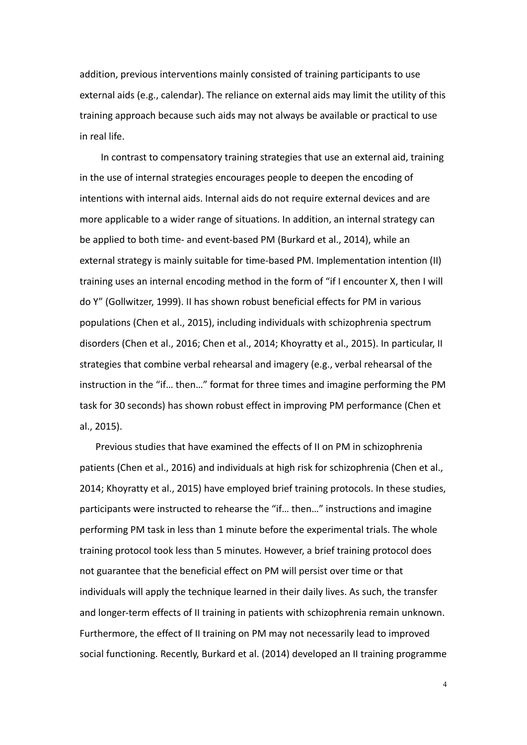addition, previous interventions mainly consisted of training participants to use external aids (e.g., calendar). The reliance on external aids may limit the utility of this training approach because such aids may not always be available or practical to use in real life.

In contrast to compensatory training strategies that use an external aid, training in the use of internal strategies encourages people to deepen the encoding of intentions with internal aids. Internal aids do not require external devices and are more applicable to a wider range of situations. In addition, an internal strategy can be applied to both time- and event-based PM (Burkard et al., 2014), while an external strategy is mainly suitable for time-based PM. Implementation intention (II) training uses an internal encoding method in the form of "if I encounter X, then I will do Y" (Gollwitzer, 1999). II has shown robust beneficial effects for PM in various populations (Chen et al., 2015), including individuals with schizophrenia spectrum disorders (Chen et al., 2016; Chen et al., 2014; Khoyratty et al., 2015). In particular, II strategies that combine verbal rehearsal and imagery (e.g., verbal rehearsal of the instruction in the "if… then…" format for three times and imagine performing the PM task for 30 seconds) has shown robust effect in improving PM performance (Chen et al., 2015).

Previous studies that have examined the effects of II on PM in schizophrenia patients (Chen et al., 2016) and individuals at high risk for schizophrenia (Chen et al., 2014; Khoyratty et al., 2015) have employed brief training protocols. In these studies, participants were instructed to rehearse the "if… then…" instructions and imagine performing PM task in less than 1 minute before the experimental trials. The whole training protocol took less than 5 minutes. However, a brief training protocol does not guarantee that the beneficial effect on PM will persist over time or that individuals will apply the technique learned in their daily lives. As such, the transfer and longer-term effects of II training in patients with schizophrenia remain unknown. Furthermore, the effect of II training on PM may not necessarily lead to improved social functioning. Recently, Burkard et al. (2014) developed an II training programme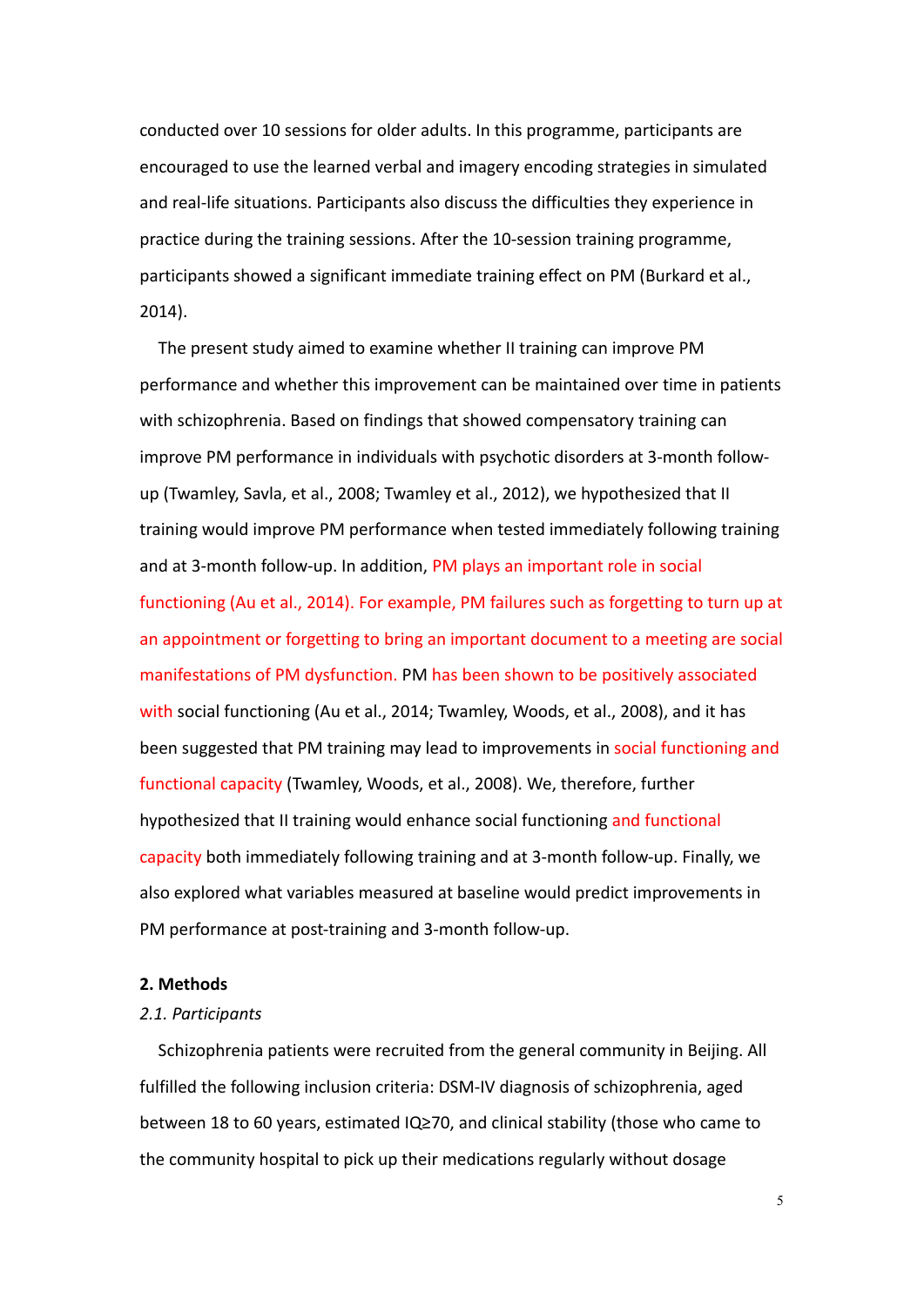conducted over 10 sessions for older adults. In this programme, participants are encouraged to use the learned verbal and imagery encoding strategies in simulated and real-life situations. Participants also discuss the difficulties they experience in practice during the training sessions. After the 10-session training programme, participants showed a significant immediate training effect on PM (Burkard et al., 2014).

The present study aimed to examine whether II training can improve PM performance and whether this improvement can be maintained over time in patients with schizophrenia. Based on findings that showed compensatory training can improve PM performance in individuals with psychotic disorders at 3-month follow-up (Twamley, Savla, et al., 2008; Twamley et al., 2012), we hypothesized that II training would improve PM performance when tested immediately following training and at 3-month follow-up. In addition, PM plays an important role in social functioning (Au et al., 2014). For example, PM failures such as forgetting to turn up at an appointment or forgetting to bring an important document to a meeting are social manifestations of PM dysfunction. PM has been shown to be positively associated with social functioning (Au et al., 2014; Twamley, Woods, et al., 2008), and it has been suggested that PM training may lead to improvements in social functioning and functional capacity (Twamley, Woods, et al., 2008). We, therefore, further hypothesized that II training would enhance social functioning and functional capacity both immediately following training and at 3-month follow-up. Finally, we also explored what variables measured at baseline would predict improvements in PM performance at post-training and 3-month follow-up.

## 2. Methods

### *2.1. Participants*

Schizophrenia patients were recruited from the general community in Beijing. All fulfilled the following inclusion criteria: DSM-IV diagnosis of schizophrenia, aged between 18 to 60 years, estimated IQ≥70, and clinical stability (those who came to the community hospital to pick up their medications regularly without dosage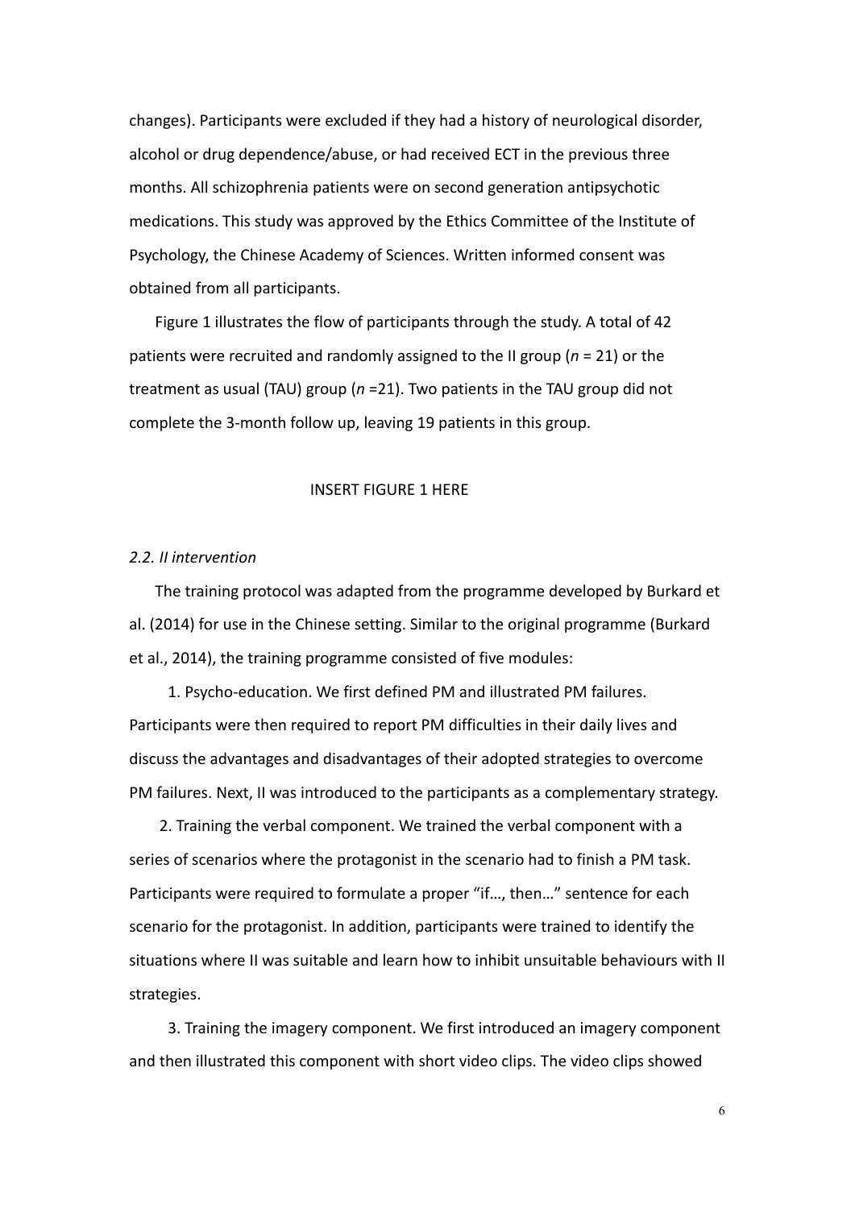changes). Participants were excluded if they had a history of neurological disorder, alcohol or drug dependence/abuse, or had received ECT in the previous three months. All schizophrenia patients were on second generation antipsychotic medications. This study was approved by the Ethics Committee of the Institute of Psychology, the Chinese Academy of Sciences. Written informed consent was obtained from all participants.

Figure 1 illustrates the flow of participants through the study. A total of 42 patients were recruited and randomly assigned to the II group ($n$ = 21) or the treatment as usual (TAU) group ($n$ =21). Two patients in the TAU group did not complete the 3-month follow up, leaving 19 patients in this group.

INSERT FIGURE 1 HERE

*2.2. II intervention*

The training protocol was adapted from the programme developed by Burkard et al. (2014) for use in the Chinese setting. Similar to the original programme (Burkard et al., 2014), the training programme consisted of five modules:

1. Psycho-education. We first defined PM and illustrated PM failures. Participants were then required to report PM difficulties in their daily lives and discuss the advantages and disadvantages of their adopted strategies to overcome PM failures. Next, II was introduced to the participants as a complementary strategy.

2. Training the verbal component. We trained the verbal component with a series of scenarios where the protagonist in the scenario had to finish a PM task. Participants were required to formulate a proper "if…, then…" sentence for each scenario for the protagonist. In addition, participants were trained to identify the situations where II was suitable and learn how to inhibit unsuitable behaviours with II strategies.

3. Training the imagery component. We first introduced an imagery component and then illustrated this component with short video clips. The video clips showed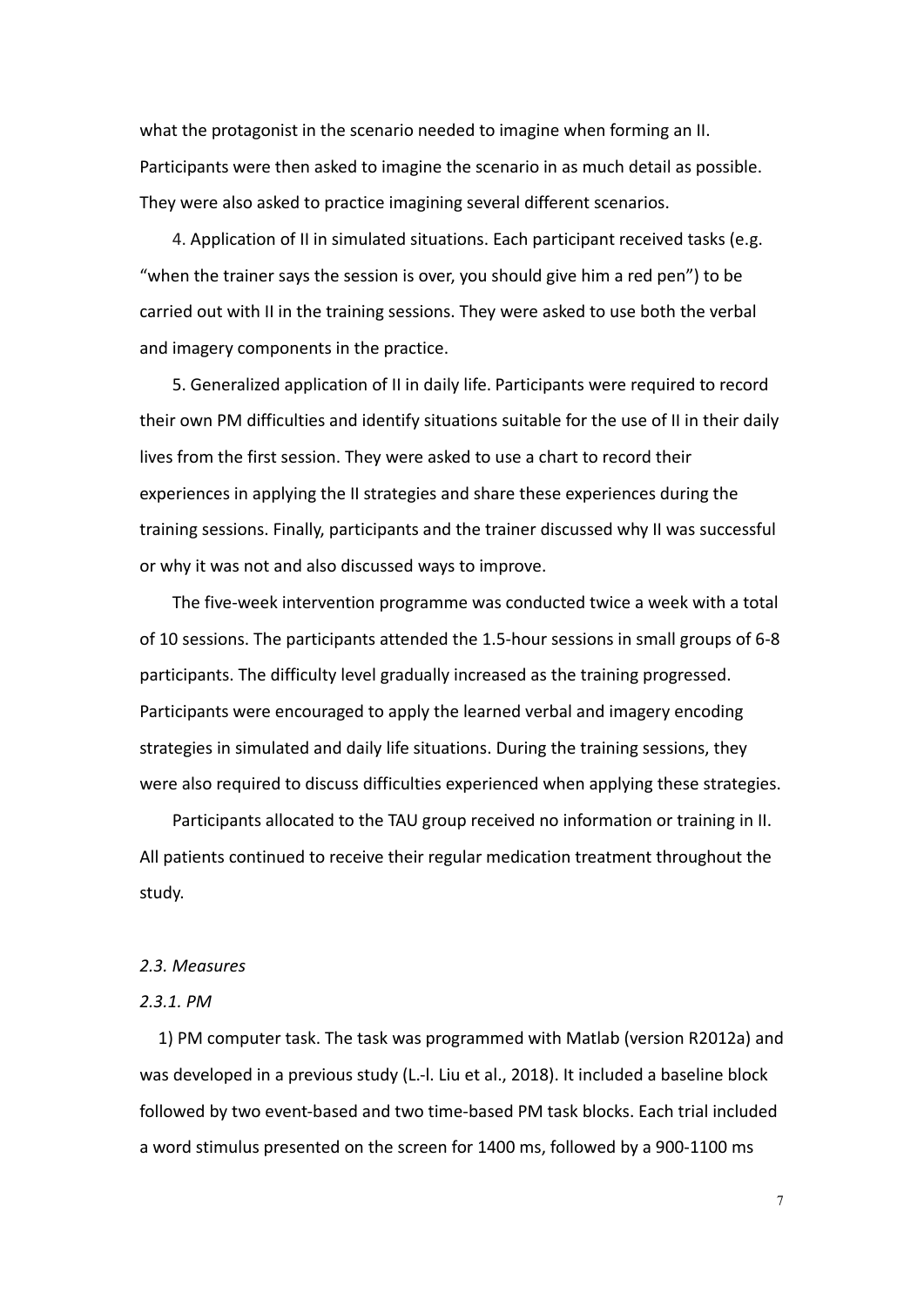what the protagonist in the scenario needed to imagine when forming an II. Participants were then asked to imagine the scenario in as much detail as possible. They were also asked to practice imagining several different scenarios.

4. Application of II in simulated situations. Each participant received tasks (e.g. "when the trainer says the session is over, you should give him a red pen") to be carried out with II in the training sessions. They were asked to use both the verbal and imagery components in the practice.

5. Generalized application of II in daily life. Participants were required to record their own PM difficulties and identify situations suitable for the use of II in their daily lives from the first session. They were asked to use a chart to record their experiences in applying the II strategies and share these experiences during the training sessions. Finally, participants and the trainer discussed why II was successful or why it was not and also discussed ways to improve.

The five-week intervention programme was conducted twice a week with a total of 10 sessions. The participants attended the 1.5-hour sessions in small groups of 6-8 participants. The difficulty level gradually increased as the training progressed. Participants were encouraged to apply the learned verbal and imagery encoding strategies in simulated and daily life situations. During the training sessions, they were also required to discuss difficulties experienced when applying these strategies.

Participants allocated to the TAU group received no information or training in II. All patients continued to receive their regular medication treatment throughout the study.

### *2.3. Measures*

#### *2.3.1. PM*

1) PM computer task. The task was programmed with Matlab (version R2012a) and was developed in a previous study (L.-l. Liu et al., 2018). It included a baseline block followed by two event-based and two time-based PM task blocks. Each trial included a word stimulus presented on the screen for 1400 ms, followed by a 900-1100 ms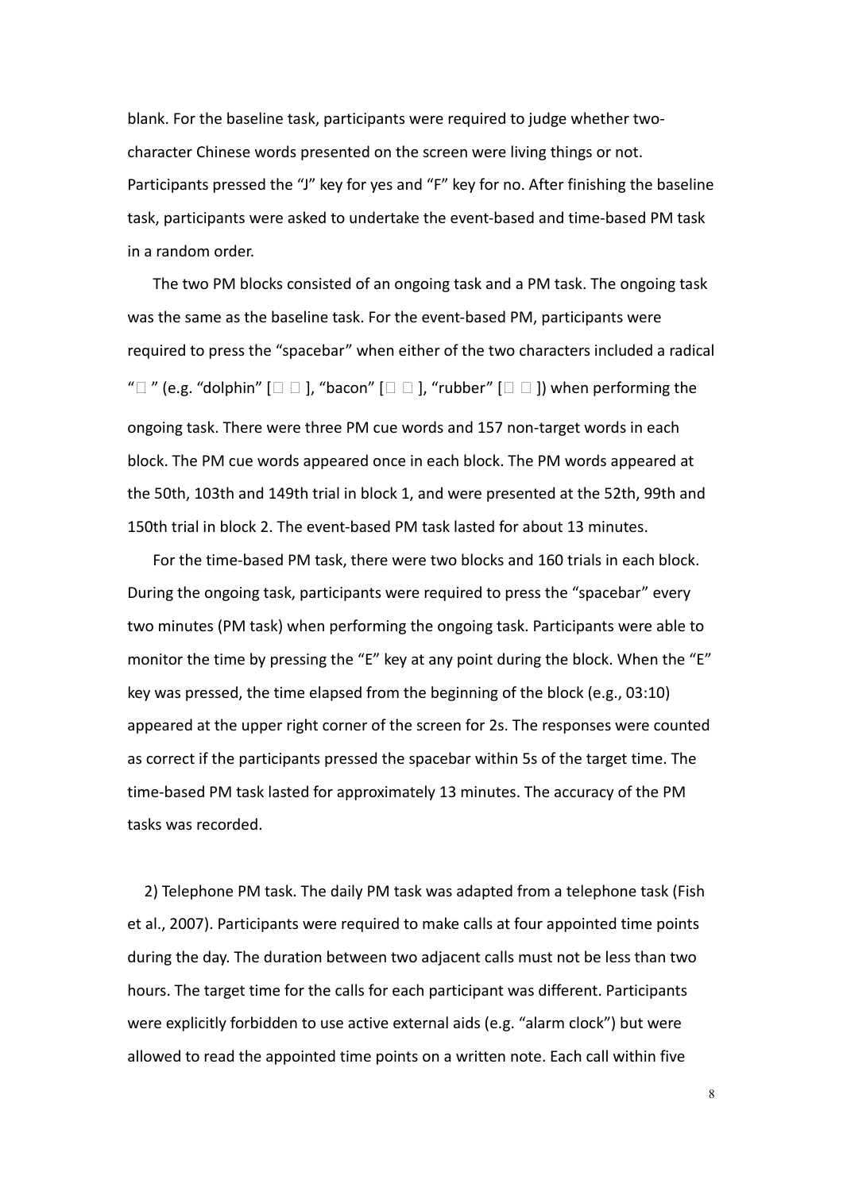blank. For the baseline task, participants were required to judge whether two-character Chinese words presented on the screen were living things or not. Participants pressed the “J” key for yes and “F” key for no. After finishing the baseline task, participants were asked to undertake the event-based and time-based PM task in a random order.

The two PM blocks consisted of an ongoing task and a PM task. The ongoing task was the same as the baseline task. For the event-based PM, participants were required to press the “spacebar” when either of the two characters included a radical “□ ” (e.g. “dolphin” [□ □ ], “bacon” [□ □ ], “rubber” [□ □ ]) when performing the ongoing task. There were three PM cue words and 157 non-target words in each block. The PM cue words appeared once in each block. The PM words appeared at the 50th, 103th and 149th trial in block 1, and were presented at the 52th, 99th and 150th trial in block 2. The event-based PM task lasted for about 13 minutes.

For the time-based PM task, there were two blocks and 160 trials in each block. During the ongoing task, participants were required to press the “spacebar” every two minutes (PM task) when performing the ongoing task. Participants were able to monitor the time by pressing the “E” key at any point during the block. When the “E” key was pressed, the time elapsed from the beginning of the block (e.g., 03:10) appeared at the upper right corner of the screen for 2s. The responses were counted as correct if the participants pressed the spacebar within 5s of the target time. The time-based PM task lasted for approximately 13 minutes. The accuracy of the PM tasks was recorded.

2) Telephone PM task. The daily PM task was adapted from a telephone task (Fish et al., 2007). Participants were required to make calls at four appointed time points during the day. The duration between two adjacent calls must not be less than two hours. The target time for the calls for each participant was different. Participants were explicitly forbidden to use active external aids (e.g. “alarm clock”) but were allowed to read the appointed time points on a written note. Each call within five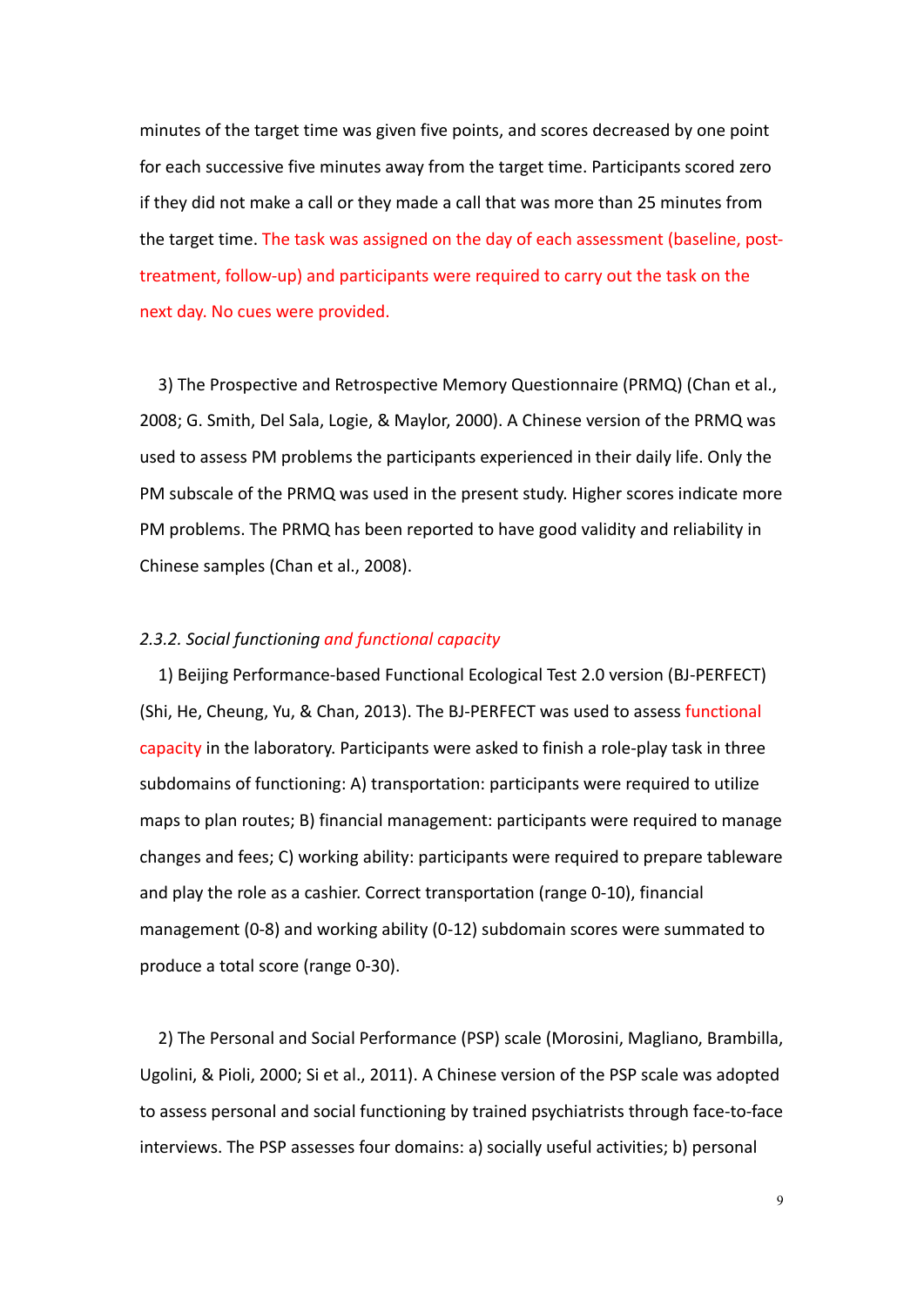minutes of the target time was given five points, and scores decreased by one point for each successive five minutes away from the target time. Participants scored zero if they did not make a call or they made a call that was more than 25 minutes from the target time. The task was assigned on the day of each assessment (baseline, post-treatment, follow-up) and participants were required to carry out the task on the next day. No cues were provided.

3) The Prospective and Retrospective Memory Questionnaire (PRMQ) (Chan et al., 2008; G. Smith, Del Sala, Logie, & Maylor, 2000). A Chinese version of the PRMQ was used to assess PM problems the participants experienced in their daily life. Only the PM subscale of the PRMQ was used in the present study. Higher scores indicate more PM problems. The PRMQ has been reported to have good validity and reliability in Chinese samples (Chan et al., 2008).

*2.3.2. Social functioning and functional capacity*

1) Beijing Performance-based Functional Ecological Test 2.0 version (BJ-PERFECT) (Shi, He, Cheung, Yu, & Chan, 2013). The BJ-PERFECT was used to assess functional capacity in the laboratory. Participants were asked to finish a role-play task in three subdomains of functioning: A) transportation: participants were required to utilize maps to plan routes; B) financial management: participants were required to manage changes and fees; C) working ability: participants were required to prepare tableware and play the role as a cashier. Correct transportation (range 0-10), financial management (0-8) and working ability (0-12) subdomain scores were summated to produce a total score (range 0-30).

2) The Personal and Social Performance (PSP) scale (Morosini, Magliano, Brambilla, Ugolini, & Pioli, 2000; Si et al., 2011). A Chinese version of the PSP scale was adopted to assess personal and social functioning by trained psychiatrists through face-to-face interviews. The PSP assesses four domains: a) socially useful activities; b) personal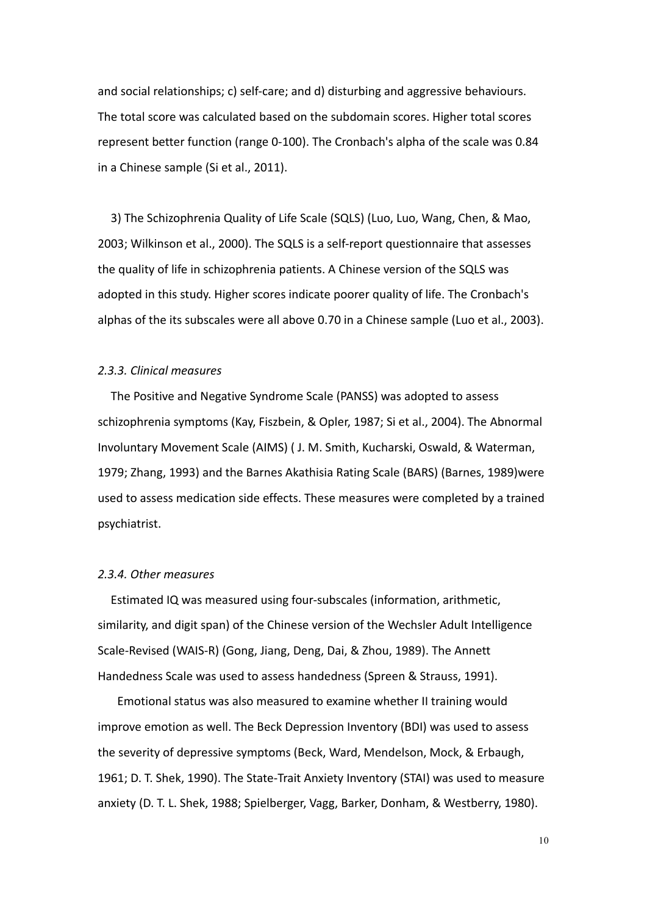and social relationships; c) self-care; and d) disturbing and aggressive behaviours. The total score was calculated based on the subdomain scores. Higher total scores represent better function (range 0-100). The Cronbach's alpha of the scale was 0.84 in a Chinese sample (Si et al., 2011).

3) The Schizophrenia Quality of Life Scale (SQLS) (Luo, Luo, Wang, Chen, & Mao, 2003; Wilkinson et al., 2000). The SQLS is a self-report questionnaire that assesses the quality of life in schizophrenia patients. A Chinese version of the SQLS was adopted in this study. Higher scores indicate poorer quality of life. The Cronbach's alphas of the its subscales were all above 0.70 in a Chinese sample (Luo et al., 2003).

*2.3.3. Clinical measures*

The Positive and Negative Syndrome Scale (PANSS) was adopted to assess schizophrenia symptoms (Kay, Fiszbein, & Opler, 1987; Si et al., 2004). The Abnormal Involuntary Movement Scale (AIMS) ( J. M. Smith, Kucharski, Oswald, & Waterman, 1979; Zhang, 1993) and the Barnes Akathisia Rating Scale (BARS) (Barnes, 1989)were used to assess medication side effects. These measures were completed by a trained psychiatrist.

*2.3.4. Other measures*

Estimated IQ was measured using four-subscales (information, arithmetic, similarity, and digit span) of the Chinese version of the Wechsler Adult Intelligence Scale-Revised (WAIS-R) (Gong, Jiang, Deng, Dai, & Zhou, 1989). The Annett Handedness Scale was used to assess handedness (Spreen & Strauss, 1991).

Emotional status was also measured to examine whether II training would improve emotion as well. The Beck Depression Inventory (BDI) was used to assess the severity of depressive symptoms (Beck, Ward, Mendelson, Mock, & Erbaugh, 1961; D. T. Shek, 1990). The State-Trait Anxiety Inventory (STAI) was used to measure anxiety (D. T. L. Shek, 1988; Spielberger, Vagg, Barker, Donham, & Westberry, 1980).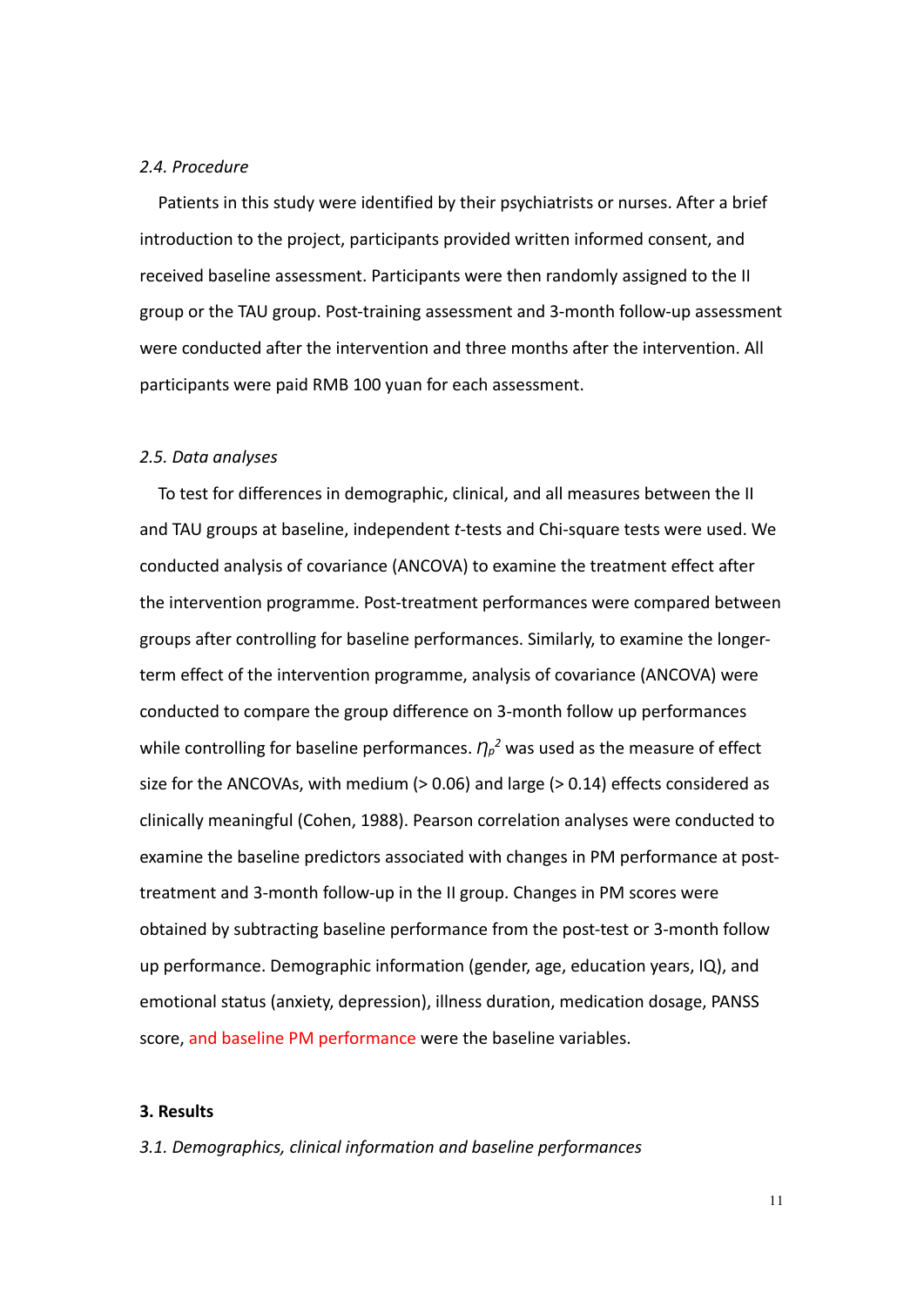### *2.4. Procedure*

Patients in this study were identified by their psychiatrists or nurses. After a brief introduction to the project, participants provided written informed consent, and received baseline assessment. Participants were then randomly assigned to the II group or the TAU group. Post-training assessment and 3-month follow-up assessment were conducted after the intervention and three months after the intervention. All participants were paid RMB 100 yuan for each assessment.

### *2.5. Data analyses*

To test for differences in demographic, clinical, and all measures between the II and TAU groups at baseline, independent *t*-tests and Chi-square tests were used. We conducted analysis of covariance (ANCOVA) to examine the treatment effect after the intervention programme. Post-treatment performances were compared between groups after controlling for baseline performances. Similarly, to examine the longer-term effect of the intervention programme, analysis of covariance (ANCOVA) were conducted to compare the group difference on 3-month follow up performances while controlling for baseline performances. $\eta_p^2$ was used as the measure of effect size for the ANCOVAs, with medium (> 0.06) and large (> 0.14) effects considered as clinically meaningful (Cohen, 1988). Pearson correlation analyses were conducted to examine the baseline predictors associated with changes in PM performance at post-treatment and 3-month follow-up in the II group. Changes in PM scores were obtained by subtracting baseline performance from the post-test or 3-month follow up performance. Demographic information (gender, age, education years, IQ), and emotional status (anxiety, depression), illness duration, medication dosage, PANSS score, and baseline PM performance were the baseline variables.

## 3. Results

### *3.1. Demographics, clinical information and baseline performances*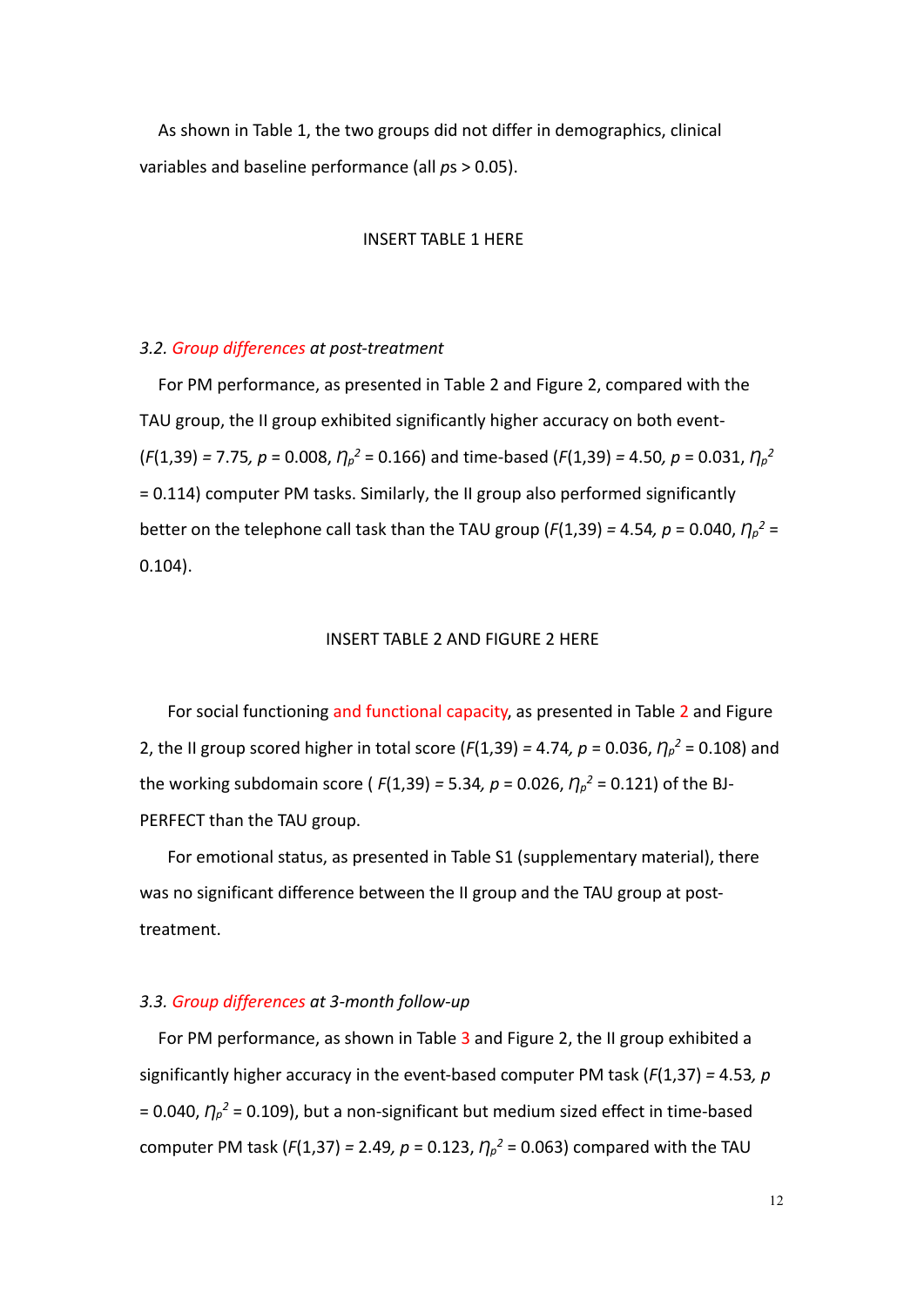As shown in Table 1, the two groups did not differ in demographics, clinical variables and baseline performance (all *p*s > 0.05).

INSERT TABLE 1 HERE

### 3.2. *Group differences at post-treatment*

For PM performance, as presented in Table 2 and Figure 2, compared with the TAU group, the II group exhibited significantly higher accuracy on both event- ($F(1,39) = 7.75$, $p = 0.008$, $\eta_p^2 = 0.166$) and time-based ($F(1,39) = 4.50$, $p = 0.031$, $\eta_p^2 = 0.114$) computer PM tasks. Similarly, the II group also performed significantly better on the telephone call task than the TAU group ($F(1,39) = 4.54$, $p = 0.040$, $\eta_p^2 = 0.104$).

INSERT TABLE 2 AND FIGURE 2 HERE

For social functioning and functional capacity, as presented in Table 2 and Figure 2, the II group scored higher in total score ($F(1,39) = 4.74$, $p = 0.036$, $\eta_p^2 = 0.108$) and the working subdomain score ( $F(1,39) = 5.34$, $p = 0.026$, $\eta_p^2 = 0.121$) of the BJ-PERFECT than the TAU group.

For emotional status, as presented in Table S1 (supplementary material), there was no significant difference between the II group and the TAU group at post-treatment.

### 3.3. *Group differences at 3-month follow-up*

For PM performance, as shown in Table 3 and Figure 2, the II group exhibited a significantly higher accuracy in the event-based computer PM task ($F(1,37) = 4.53$, $p = 0.040$, $\eta_p^2 = 0.109$), but a non-significant but medium sized effect in time-based computer PM task ($F(1,37) = 2.49$, $p = 0.123$, $\eta_p^2 = 0.063$) compared with the TAU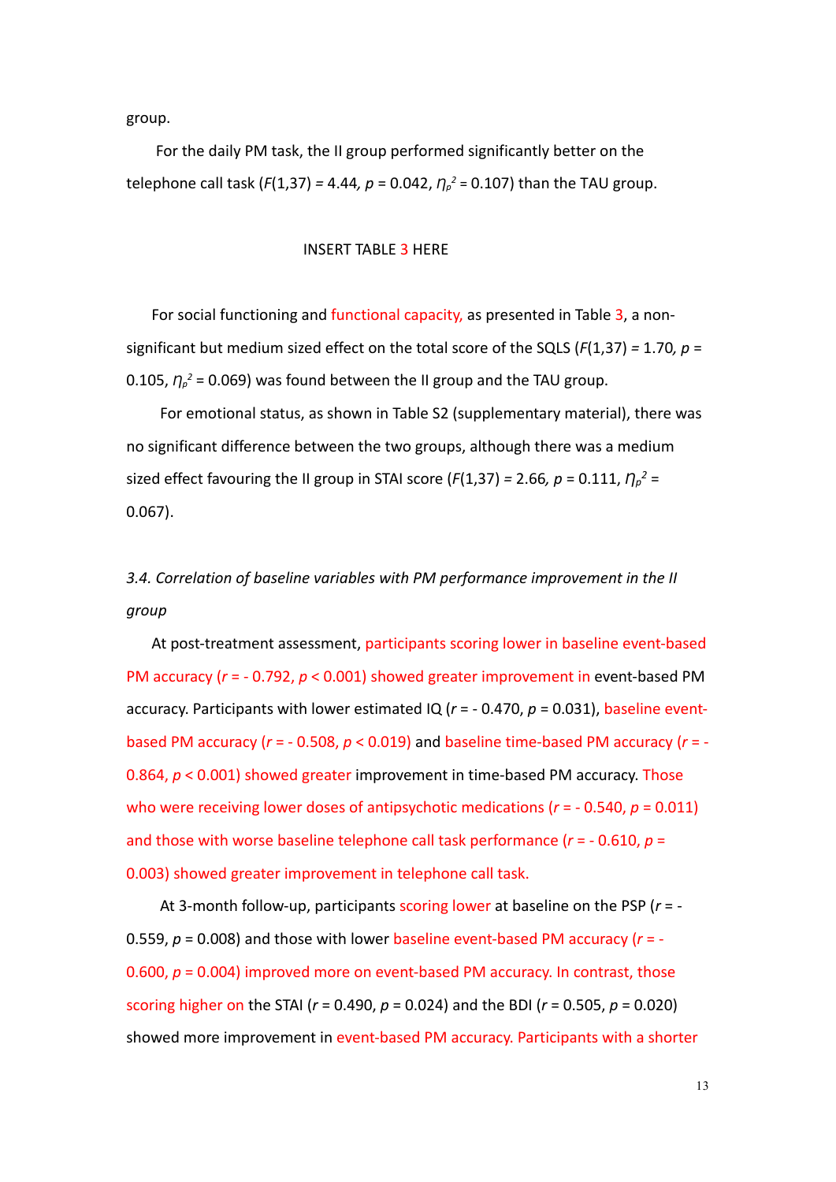group.

For the daily PM task, the II group performed significantly better on the telephone call task ($F(1,37) = 4.44$, $p = 0.042$, $\eta_p^2 = 0.107$) than the TAU group.

INSERT TABLE 3 HERE

For social functioning and functional capacity, as presented in Table 3, a non-significant but medium sized effect on the total score of the SQLS ($F(1,37) = 1.70$, $p = 0.105$, $\eta_p^2 = 0.069$) was found between the II group and the TAU group.

For emotional status, as shown in Table S2 (supplementary material), there was no significant difference between the two groups, although there was a medium sized effect favouring the II group in STAI score ($F(1,37) = 2.66$, $p = 0.111$, $\eta_p^2 = 0.067$).

### *3.4. Correlation of baseline variables with PM performance improvement in the II group*

At post-treatment assessment, participants scoring lower in baseline event-based PM accuracy ($r = -0.792$, $p < 0.001$) showed greater improvement in event-based PM accuracy. Participants with lower estimated IQ ($r = -0.470$, $p = 0.031$), baseline event-based PM accuracy ($r = -0.508$, $p < 0.019$) and baseline time-based PM accuracy ($r = -0.864$, $p < 0.001$) showed greater improvement in time-based PM accuracy. Those who were receiving lower doses of antipsychotic medications ($r = -0.540$, $p = 0.011$) and those with worse baseline telephone call task performance ($r = -0.610$, $p = 0.003$) showed greater improvement in telephone call task.

At 3-month follow-up, participants scoring lower at baseline on the PSP ($r = -0.559$, $p = 0.008$) and those with lower baseline event-based PM accuracy ($r = -0.600$, $p = 0.004$) improved more on event-based PM accuracy. In contrast, those scoring higher on the STAI ($r = 0.490$, $p = 0.024$) and the BDI ($r = 0.505$, $p = 0.020$) showed more improvement in event-based PM accuracy. Participants with a shorter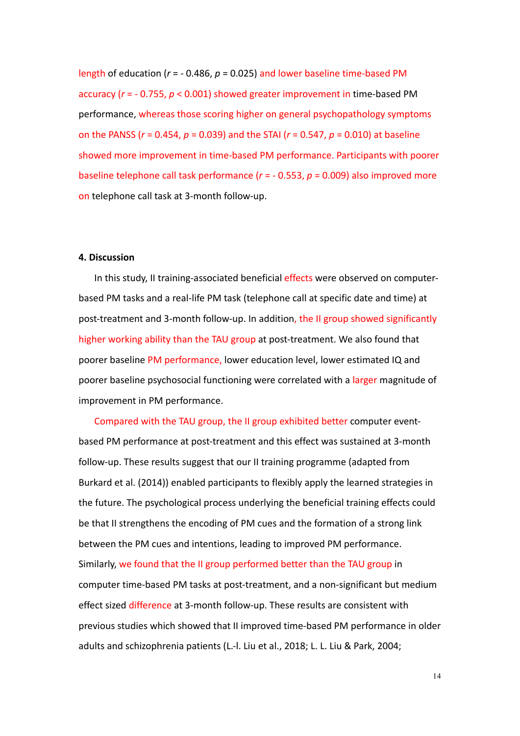length of education ($r$ = - 0.486, $p$ = 0.025) and lower baseline time-based PM accuracy ($r$ = - 0.755, $p$ < 0.001) showed greater improvement in time-based PM performance, whereas those scoring higher on general psychopathology symptoms on the PANSS ($r$ = 0.454, $p$ = 0.039) and the STAI ($r$ = 0.547, $p$ = 0.010) at baseline showed more improvement in time-based PM performance. Participants with poorer baseline telephone call task performance ($r$ = - 0.553, $p$ = 0.009) also improved more on telephone call task at 3-month follow-up.

#### 4. Discussion

In this study, II training-associated beneficial effects were observed on computer-based PM tasks and a real-life PM task (telephone call at specific date and time) at post-treatment and 3-month follow-up. In addition, the II group showed significantly higher working ability than the TAU group at post-treatment. We also found that poorer baseline PM performance, lower education level, lower estimated IQ and poorer baseline psychosocial functioning were correlated with a larger magnitude of improvement in PM performance.

Compared with the TAU group, the II group exhibited better computer event-based PM performance at post-treatment and this effect was sustained at 3-month follow-up. These results suggest that our II training programme (adapted from Burkard et al. (2014)) enabled participants to flexibly apply the learned strategies in the future. The psychological process underlying the beneficial training effects could be that II strengthens the encoding of PM cues and the formation of a strong link between the PM cues and intentions, leading to improved PM performance. Similarly, we found that the II group performed better than the TAU group in computer time-based PM tasks at post-treatment, and a non-significant but medium effect sized difference at 3-month follow-up. These results are consistent with previous studies which showed that II improved time-based PM performance in older adults and schizophrenia patients (L.-l. Liu et al., 2018; L. L. Liu & Park, 2004;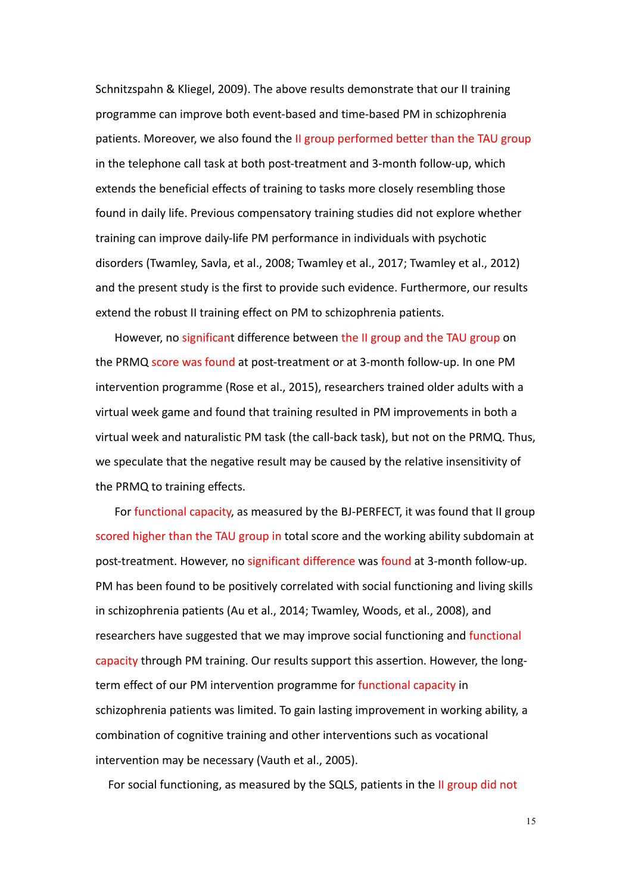Schnitzspahn & Kliegel, 2009). The above results demonstrate that our II training programme can improve both event-based and time-based PM in schizophrenia patients. Moreover, we also found the II group performed better than the TAU group in the telephone call task at both post-treatment and 3-month follow-up, which extends the beneficial effects of training to tasks more closely resembling those found in daily life. Previous compensatory training studies did not explore whether training can improve daily-life PM performance in individuals with psychotic disorders (Twamley, Savla, et al., 2008; Twamley et al., 2017; Twamley et al., 2012) and the present study is the first to provide such evidence. Furthermore, our results extend the robust II training effect on PM to schizophrenia patients.

However, no significant difference between the II group and the TAU group on the PRMQ score was found at post-treatment or at 3-month follow-up. In one PM intervention programme (Rose et al., 2015), researchers trained older adults with a virtual week game and found that training resulted in PM improvements in both a virtual week and naturalistic PM task (the call-back task), but not on the PRMQ. Thus, we speculate that the negative result may be caused by the relative insensitivity of the PRMQ to training effects.

For functional capacity, as measured by the BJ-PERFECT, it was found that II group scored higher than the TAU group in total score and the working ability subdomain at post-treatment. However, no significant difference was found at 3-month follow-up. PM has been found to be positively correlated with social functioning and living skills in schizophrenia patients (Au et al., 2014; Twamley, Woods, et al., 2008), and researchers have suggested that we may improve social functioning and functional capacity through PM training. Our results support this assertion. However, the long-term effect of our PM intervention programme for functional capacity in schizophrenia patients was limited. To gain lasting improvement in working ability, a combination of cognitive training and other interventions such as vocational intervention may be necessary (Vauth et al., 2005).

For social functioning, as measured by the SQLS, patients in the II group did not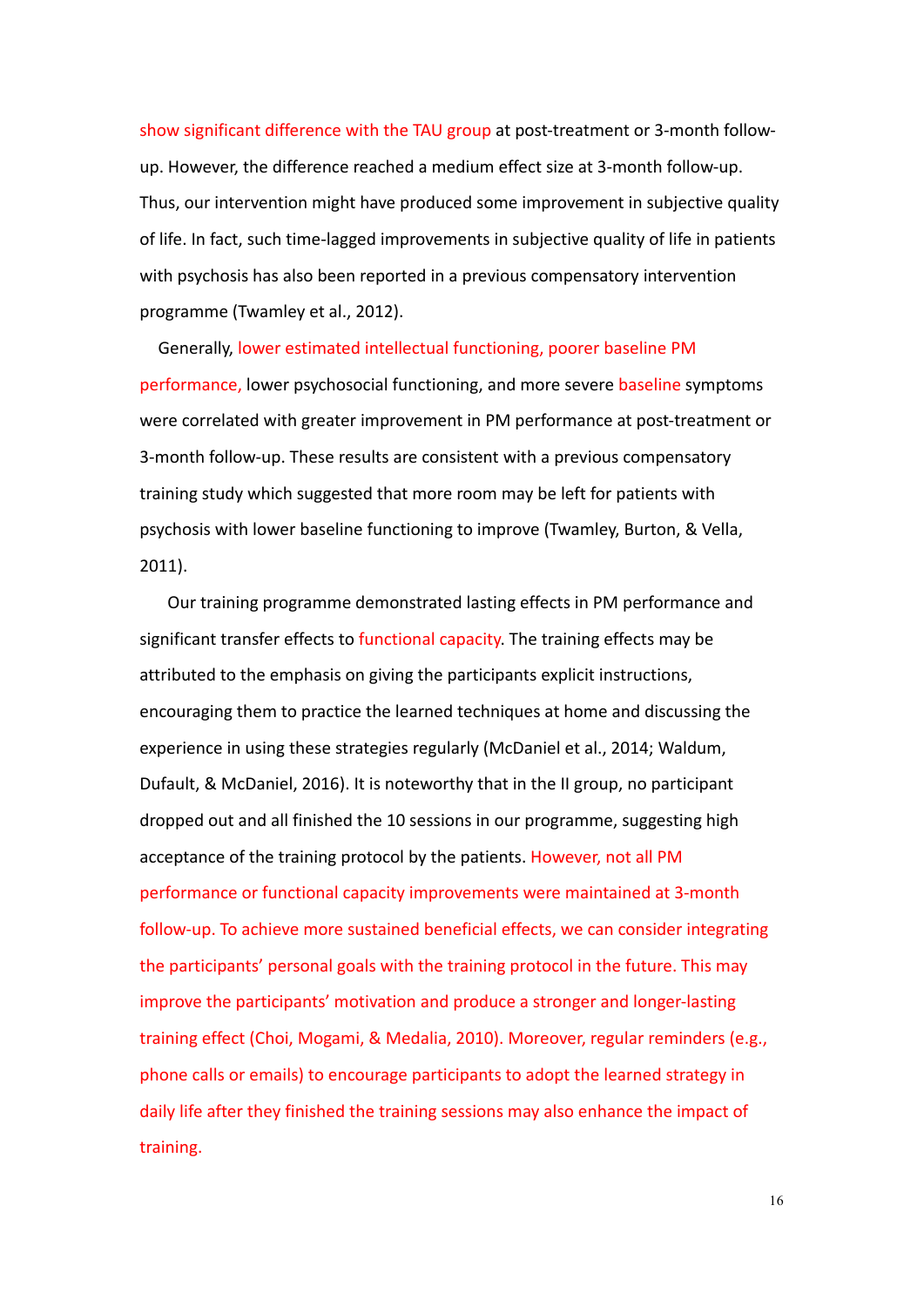show significant difference with the TAU group at post-treatment or 3-month follow-up. However, the difference reached a medium effect size at 3-month follow-up. Thus, our intervention might have produced some improvement in subjective quality of life. In fact, such time-lagged improvements in subjective quality of life in patients with psychosis has also been reported in a previous compensatory intervention programme (Twamley et al., 2012).

Generally, lower estimated intellectual functioning, poorer baseline PM performance, lower psychosocial functioning, and more severe baseline symptoms were correlated with greater improvement in PM performance at post-treatment or 3-month follow-up. These results are consistent with a previous compensatory training study which suggested that more room may be left for patients with psychosis with lower baseline functioning to improve (Twamley, Burton, & Vella, 2011).

Our training programme demonstrated lasting effects in PM performance and significant transfer effects to functional capacity. The training effects may be attributed to the emphasis on giving the participants explicit instructions, encouraging them to practice the learned techniques at home and discussing the experience in using these strategies regularly (McDaniel et al., 2014; Waldum, Dufault, & McDaniel, 2016). It is noteworthy that in the II group, no participant dropped out and all finished the 10 sessions in our programme, suggesting high acceptance of the training protocol by the patients. However, not all PM performance or functional capacity improvements were maintained at 3-month follow-up. To achieve more sustained beneficial effects, we can consider integrating the participants' personal goals with the training protocol in the future. This may improve the participants' motivation and produce a stronger and longer-lasting training effect (Choi, Mogami, & Medalia, 2010). Moreover, regular reminders (e.g., phone calls or emails) to encourage participants to adopt the learned strategy in daily life after they finished the training sessions may also enhance the impact of training.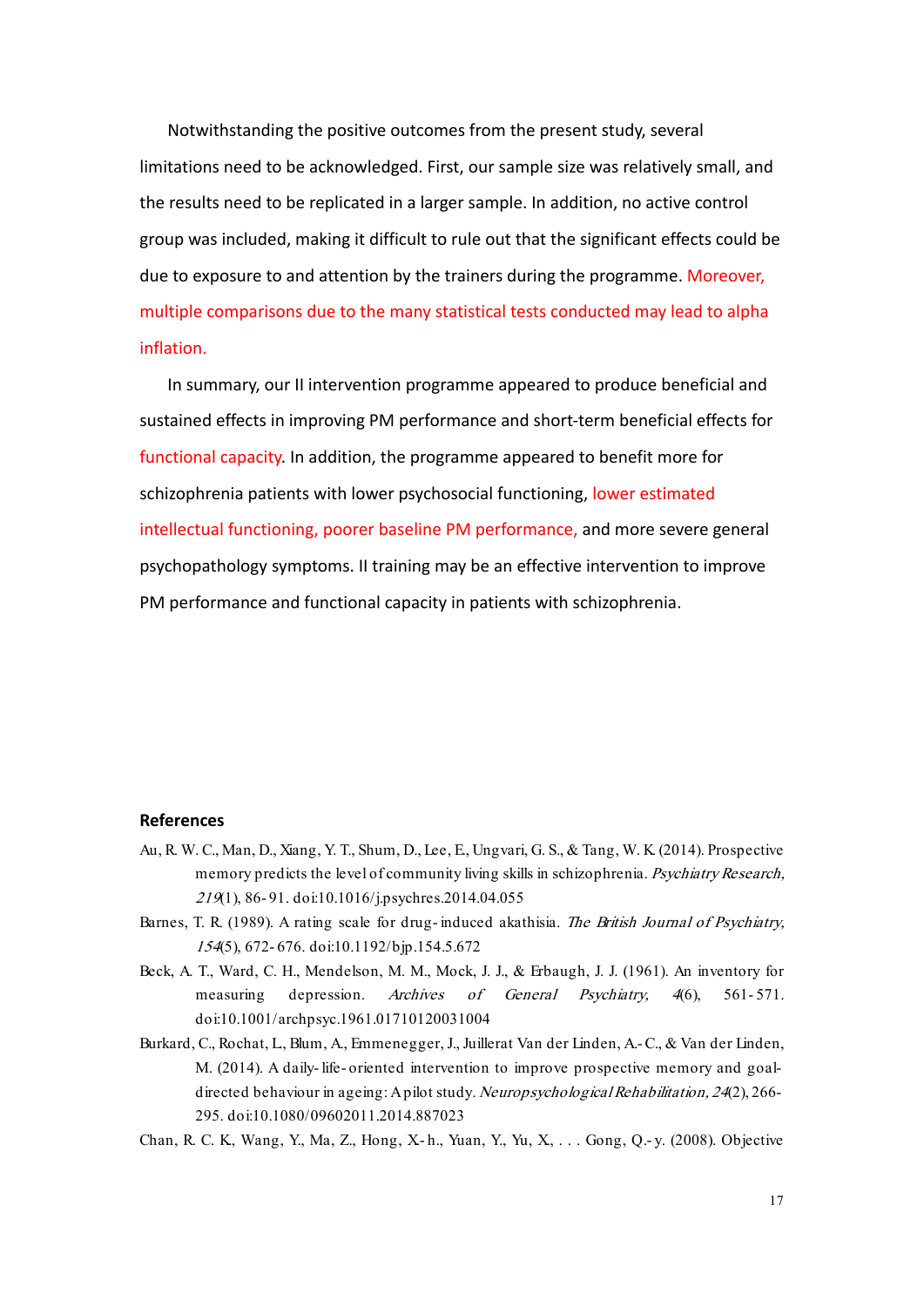Notwithstanding the positive outcomes from the present study, several limitations need to be acknowledged. First, our sample size was relatively small, and the results need to be replicated in a larger sample. In addition, no active control group was included, making it difficult to rule out that the significant effects could be due to exposure to and attention by the trainers during the programme. Moreover, multiple comparisons due to the many statistical tests conducted may lead to alpha inflation.

In summary, our II intervention programme appeared to produce beneficial and sustained effects in improving PM performance and short-term beneficial effects for functional capacity. In addition, the programme appeared to benefit more for schizophrenia patients with lower psychosocial functioning, lower estimated intellectual functioning, poorer baseline PM performance, and more severe general psychopathology symptoms. II training may be an effective intervention to improve PM performance and functional capacity in patients with schizophrenia.

## References

Au, R. W. C., Man, D., Xiang, Y. T., Shum, D., Lee, E., Ungvari, G. S., & Tang, W. K. (2014). Prospective memory predicts the level of community living skills in schizophrenia. *Psychiatry Research, 219*(1), 86-91. doi:10.1016/j.psychres.2014.04.055

Barnes, T. R. (1989). A rating scale for drug-induced akathisia. *The British Journal of Psychiatry, 154*(5), 672-676. doi:10.1192/bjp.154.5.672

Beck, A. T., Ward, C. H., Mendelson, M. M., Mock, J. J., & Erbaugh, J. J. (1961). An inventory for measuring depression. *Archives of General Psychiatry, 4*(6), 561-571. doi:10.1001/archpsyc.1961.01710120031004

Burkard, C., Rochat, L., Blum, A., Emmenegger, J., Juillerat Van der Linden, A.-C., & Van der Linden, M. (2014). A daily-life-oriented intervention to improve prospective memory and goal-directed behaviour in ageing: A pilot study. *Neuropsychological Rehabilitation, 24*(2), 266-295. doi:10.1080/09602011.2014.887023

Chan, R. C. K., Wang, Y., Ma, Z., Hong, X-h., Yuan, Y., Yu, X., . . . Gong, Q.-y. (2008). Objective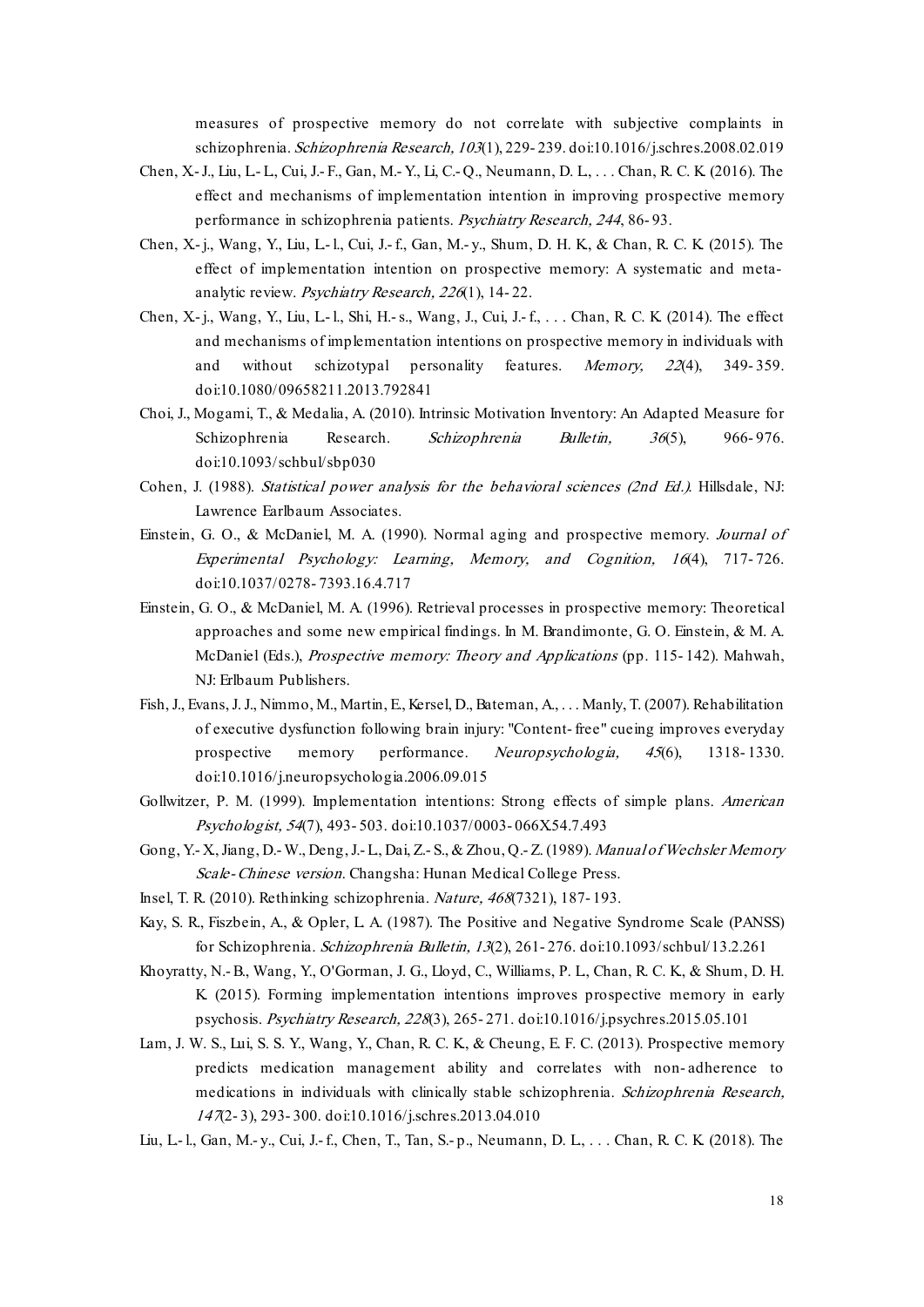measures of prospective memory do not correlate with subjective complaints in schizophrenia. *Schizophrenia Research, 103*(1), 229-239. doi:10.1016/j.schres.2008.02.019

Chen, X.-J., Liu, L.-L., Cui, J.-F., Gan, M.-Y., Li, C.-Q., Neumann, D. L., . . . Chan, R. C. K. (2016). The effect and mechanisms of implementation intention in improving prospective memory performance in schizophrenia patients. *Psychiatry Research, 244*, 86-93.

Chen, X.-j., Wang, Y., Liu, L.-l., Cui, J.-f., Gan, M.-y., Shum, D. H. K., & Chan, R. C. K. (2015). The effect of implementation intention on prospective memory: A systematic and meta-analytic review. *Psychiatry Research, 226*(1), 14-22.

Chen, X.-j., Wang, Y., Liu, L.-l., Shi, H.-s., Wang, J., Cui, J.-f., . . . Chan, R. C. K. (2014). The effect and mechanisms of implementation intentions on prospective memory in individuals with and without schizotypal personality features. *Memory, 22*(4), 349-359. doi:10.1080/09658211.2013.792841

Choi, J., Mogami, T., & Medalia, A. (2010). Intrinsic Motivation Inventory: An Adapted Measure for Schizophrenia Research. *Schizophrenia Bulletin, 36*(5), 966-976. doi:10.1093/schbul/sbp030

Cohen, J. (1988). *Statistical power analysis for the behavioral sciences (2nd Ed.)*. Hillsdale, NJ: Lawrence Earlbaum Associates.

Einstein, G. O., & McDaniel, M. A. (1990). Normal aging and prospective memory. *Journal of Experimental Psychology: Learning, Memory, and Cognition, 16*(4), 717-726. doi:10.1037/0278-7393.16.4.717

Einstein, G. O., & McDaniel, M. A. (1996). Retrieval processes in prospective memory: Theoretical approaches and some new empirical findings. In M. Brandimonte, G. O. Einstein, & M. A. McDaniel (Eds.), *Prospective memory: Theory and Applications* (pp. 115-142). Mahwah, NJ: Erlbaum Publishers.

Fish, J., Evans, J. J., Nimmo, M., Martin, E., Kersel, D., Bateman, A., . . . Manly, T. (2007). Rehabilitation of executive dysfunction following brain injury: "Content-free" cueing improves everyday prospective memory performance. *Neuropsychologia, 45*(6), 1318-1330. doi:10.1016/j.neuropsychologia.2006.09.015

Gollwitzer, P. M. (1999). Implementation intentions: Strong effects of simple plans. *American Psychologist, 54*(7), 493-503. doi:10.1037/0003-066X.54.7.493

Gong, Y.-X., Jiang, D.-W., Deng, J.-L., Dai, Z.-S., & Zhou, Q.-Z. (1989). *Manual of Wechsler Memory Scale-Chinese version*. Changsha: Hunan Medical College Press.

Insel, T. R. (2010). Rethinking schizophrenia. *Nature, 468*(7321), 187-193.

Kay, S. R., Fiszbein, A., & Opler, L. A. (1987). The Positive and Negative Syndrome Scale (PANSS) for Schizophrenia. *Schizophrenia Bulletin, 13*(2), 261-276. doi:10.1093/schbul/13.2.261

Khoyratty, N.-B., Wang, Y., O'Gorman, J. G., Lloyd, C., Williams, P. L., Chan, R. C. K., & Shum, D. H. K. (2015). Forming implementation intentions improves prospective memory in early psychosis. *Psychiatry Research, 228*(3), 265-271. doi:10.1016/j.psychres.2015.05.101

Lam, J. W. S., Lui, S. S. Y., Wang, Y., Chan, R. C. K., & Cheung, E. F. C. (2013). Prospective memory predicts medication management ability and correlates with non-adherence to medications in individuals with clinically stable schizophrenia. *Schizophrenia Research, 147*(2-3), 293-300. doi:10.1016/j.schres.2013.04.010

Liu, L.-l., Gan, M.-y., Cui, J.-f., Chen, T., Tan, S.-p., Neumann, D. L., . . . Chan, R. C. K. (2018). The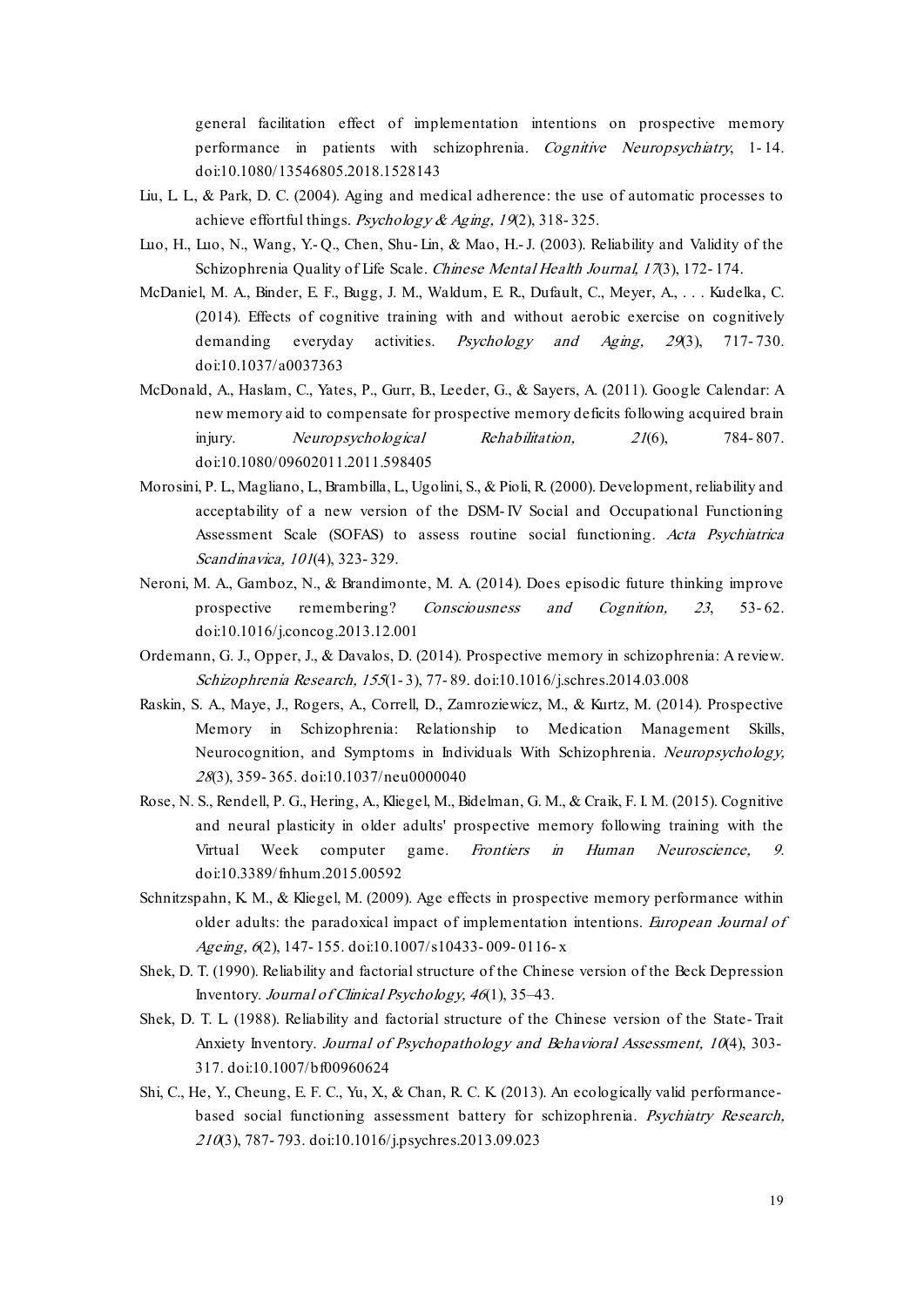general facilitation effect of implementation intentions on prospective memory performance in patients with schizophrenia. *Cognitive Neuropsychiatry*, 1-14. doi:10.1080/13546805.2018.1528143

Liu, L. L., & Park, D. C. (2004). Aging and medical adherence: the use of automatic processes to achieve effortful things. *Psychology & Aging, 19*(2), 318-325.

Luo, H., Luo, N., Wang, Y.-Q., Chen, Shu-Lin, & Mao, H.-J. (2003). Reliability and Validity of the Schizophrenia Quality of Life Scale. *Chinese Mental Health Journal, 17*(3), 172-174.

McDaniel, M. A., Binder, E. F., Bugg, J. M., Waldum, E. R., Dufault, C., Meyer, A., . . . Kudelka, C. (2014). Effects of cognitive training with and without aerobic exercise on cognitively demanding everyday activities. *Psychology and Aging, 29*(3), 717-730. doi:10.1037/a0037363

McDonald, A., Haslam, C., Yates, P., Gurr, B., Leeder, G., & Sayers, A. (2011). Google Calendar: A new memory aid to compensate for prospective memory deficits following acquired brain injury. *Neuropsychological Rehabilitation, 21*(6), 784-807. doi:10.1080/09602011.2011.598405

Morosini, P. L., Magliano, L., Brambilla, L., Ugolini, S., & Pioli, R. (2000). Development, reliability and acceptability of a new version of the DSM-IV Social and Occupational Functioning Assessment Scale (SOFAS) to assess routine social functioning. *Acta Psychiatrica Scandinavica, 101*(4), 323-329.

Neroni, M. A., Gamboz, N., & Brandimonte, M. A. (2014). Does episodic future thinking improve prospective remembering? *Consciousness and Cognition, 23*, 53-62. doi:10.1016/j.concog.2013.12.001

Ordemann, G. J., Opper, J., & Davalos, D. (2014). Prospective memory in schizophrenia: A review. *Schizophrenia Research, 155*(1-3), 77-89. doi:10.1016/j.schres.2014.03.008

Raskin, S. A., Maye, J., Rogers, A., Correll, D., Zamroziewicz, M., & Kurtz, M. (2014). Prospective Memory in Schizophrenia: Relationship to Medication Management Skills, Neurocognition, and Symptoms in Individuals With Schizophrenia. *Neuropsychology, 28*(3), 359-365. doi:10.1037/neu0000040

Rose, N. S., Rendell, P. G., Hering, A., Kliegel, M., Bidelman, G. M., & Craik, F. I. M. (2015). Cognitive and neural plasticity in older adults' prospective memory following training with the Virtual Week computer game. *Frontiers in Human Neuroscience, 9*. doi:10.3389/fnhum.2015.00592

Schnitzspahn, K. M., & Kliegel, M. (2009). Age effects in prospective memory performance within older adults: the paradoxical impact of implementation intentions. *European Journal of Ageing, 6*(2), 147-155. doi:10.1007/s10433-009-0116-x

Shek, D. T. (1990). Reliability and factorial structure of the Chinese version of the Beck Depression Inventory. *Journal of Clinical Psychology, 46*(1), 35–43.

Shek, D. T. L. (1988). Reliability and factorial structure of the Chinese version of the State-Trait Anxiety Inventory. *Journal of Psychopathology and Behavioral Assessment, 10*(4), 303-317. doi:10.1007/bf00960624

Shi, C., He, Y., Cheung, E. F. C., Yu, X., & Chan, R. C. K. (2013). An ecologically valid performance-based social functioning assessment battery for schizophrenia. *Psychiatry Research, 210*(3), 787-793. doi:10.1016/j.psychres.2013.09.023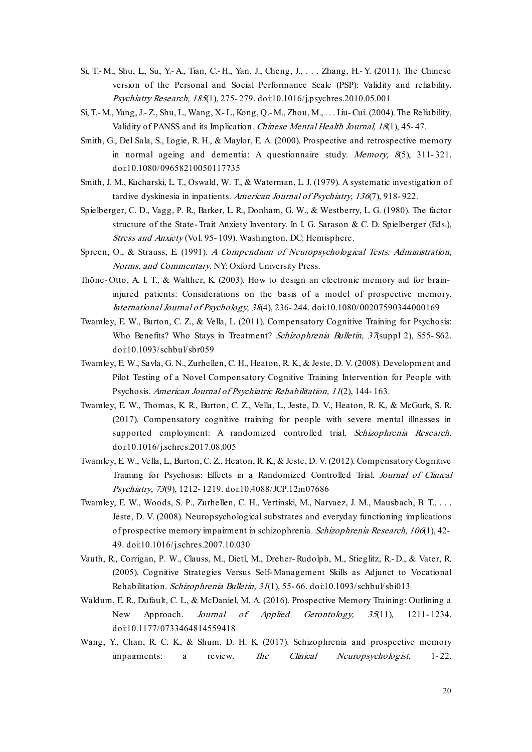Si, T.-M., Shu, L., Su, Y.-A., Tian, C.-H., Yan, J., Cheng, J., . . . Zhang, H.-Y. (2011). The Chinese version of the Personal and Social Performance Scale (PSP): Validity and reliability. *Psychiatry Research, 185*(1), 275-279. doi:10.1016/j.psychres.2010.05.001

Si, T.-M., Yang, J.-Z., Shu, L., Wang, X.-L., Kong, Q.-M., Zhou, M., . . . Liu-Cui. (2004). The Reliability, Validity of PANSS and its Implication. *Chinese Mental Health Journal, 18*(1), 45-47.

Smith, G., Del Sala, S., Logie, R. H., & Maylor, E. A. (2000). Prospective and retrospective memory in normal ageing and dementia: A questionnaire study. *Memory, 8*(5), 311-321. doi:10.1080/09658210050117735

Smith, J. M., Kucharski, L. T., Oswald, W. T., & Waterman, L. J. (1979). A systematic investigation of tardive dyskinesia in inpatients. *American Journal of Psychiatry, 136*(7), 918-922.

Spielberger, C. D., Vagg, P. R., Barker, L. R., Donham, G. W., & Westberry, L. G. (1980). The factor structure of the State-Trait Anxiety Inventory. In I. G. Sarason & C. D. Spielberger (Eds.), *Stress and Anxiety* (Vol. 95-109). Washington, DC: Hemisphere.

Spreen, O., & Strauss, E. (1991). *A Compendium of Neuropsychological Tests: Administration, Norms, and Commentary*. NY: Oxford University Press.

Thöne-Otto, A. I. T., & Walther, K. (2003). How to design an electronic memory aid for brain-injured patients: Considerations on the basis of a model of prospective memory. *International Journal of Psychology, 38*(4), 236-244. doi:10.1080/00207590344000169

Twamley, E. W., Burton, C. Z., & Vella, L. (2011). Compensatory Cognitive Training for Psychosis: Who Benefits? Who Stays in Treatment? *Schizophrenia Bulletin, 37*(suppl 2), S55-S62. doi:10.1093/schbul/sbr059

Twamley, E. W., Savla, G. N., Zurhellen, C. H., Heaton, R. K., & Jeste, D. V. (2008). Development and Pilot Testing of a Novel Compensatory Cognitive Training Intervention for People with Psychosis. *American Journal of Psychiatric Rehabilitation, 11*(2), 144-163.

Twamley, E. W., Thomas, K. R., Burton, C. Z., Vella, L., Jeste, D. V., Heaton, R. K., & McGurk, S. R. (2017). Compensatory cognitive training for people with severe mental illnesses in supported employment: A randomized controlled trial. *Schizophrenia Research*. doi:10.1016/j.schres.2017.08.005

Twamley, E. W., Vella, L., Burton, C. Z., Heaton, R. K., & Jeste, D. V. (2012). Compensatory Cognitive Training for Psychosis: Effects in a Randomized Controlled Trial. *Journal of Clinical Psychiatry, 73*(9), 1212-1219. doi:10.4088/JCP.12m07686

Twamley, E. W., Woods, S. P., Zurhellen, C. H., Vertinski, M., Narvaez, J. M., Mausbach, B. T., . . . Jeste, D. V. (2008). Neuropsychological substrates and everyday functioning implications of prospective memory impairment in schizophrenia. *Schizophrenia Research, 106*(1), 42-49. doi:10.1016/j.schres.2007.10.030

Vauth, R., Corrigan, P. W., Clauss, M., Dietl, M., Dreher-Rudolph, M., Stieglitz, R.-D., & Vater, R. (2005). Cognitive Strategies Versus Self-Management Skills as Adjunct to Vocational Rehabilitation. *Schizophrenia Bulletin, 31*(1), 55-66. doi:10.1093/schbul/sbi013

Waldum, E. R., Dufault, C. L., & McDaniel, M. A. (2016). Prospective Memory Training: Outlining a New Approach. *Journal of Applied Gerontology, 35*(11), 1211-1234. doi:10.1177/0733464814559418

Wang, Y., Chan, R. C. K., & Shum, D. H. K. (2017). Schizophrenia and prospective memory impairments: a review. *The Clinical Neuropsychologist*, 1-22.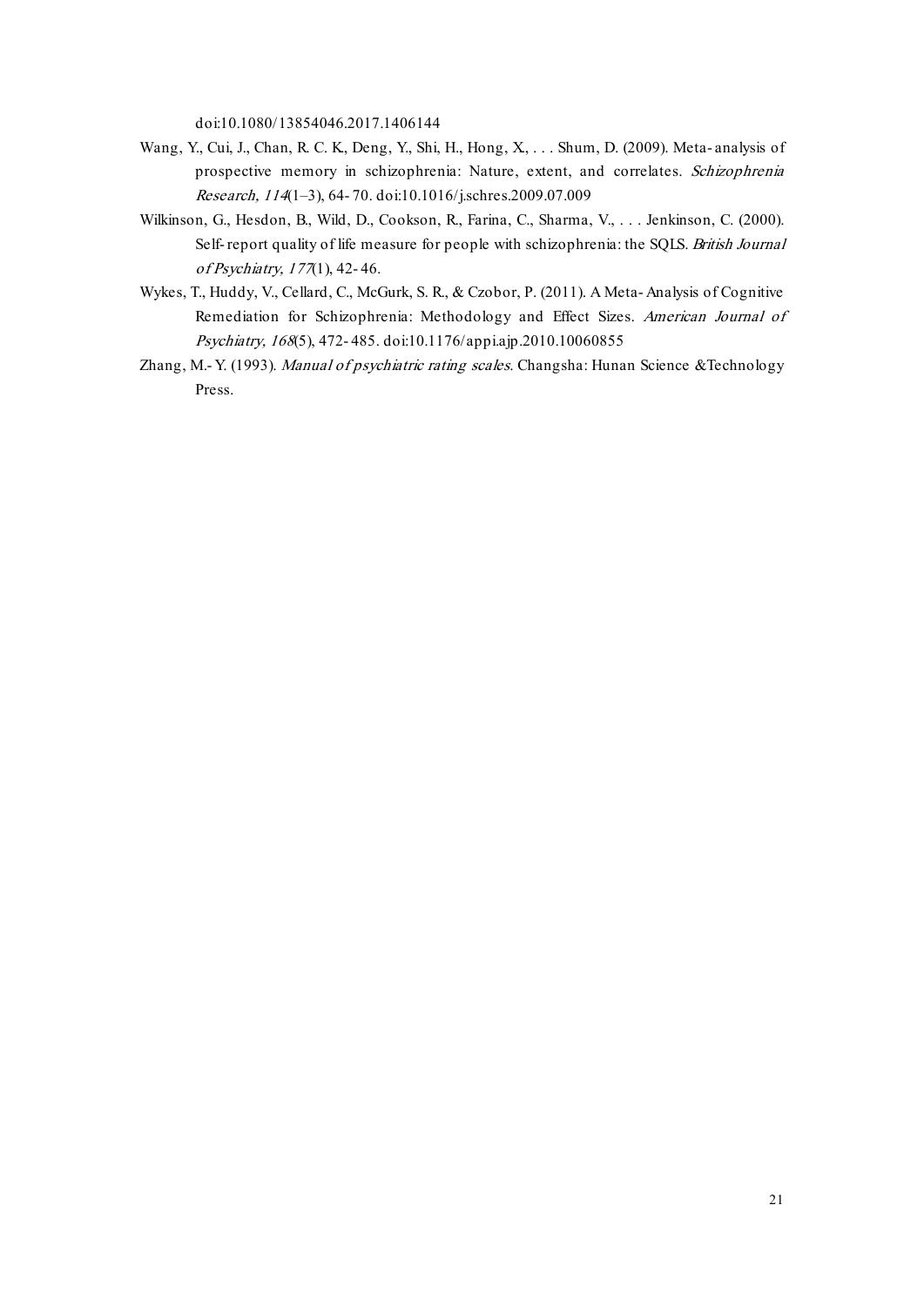doi:10.1080/13854046.2017.1406144

Wang, Y., Cui, J., Chan, R. C. K., Deng, Y., Shi, H., Hong, X., . . . Shum, D. (2009). Meta-analysis of prospective memory in schizophrenia: Nature, extent, and correlates. *Schizophrenia Research, 114*(1–3), 64-70. doi:10.1016/j.schres.2009.07.009

Wilkinson, G., Hesdon, B., Wild, D., Cookson, R., Farina, C., Sharma, V., . . . Jenkinson, C. (2000). Self-report quality of life measure for people with schizophrenia: the SQLS. *British Journal of Psychiatry, 177*(1), 42-46.

Wykes, T., Huddy, V., Cellard, C., McGurk, S. R., & Czobor, P. (2011). A Meta-Analysis of Cognitive Remediation for Schizophrenia: Methodology and Effect Sizes. *American Journal of Psychiatry, 168*(5), 472-485. doi:10.1176/appi.ajp.2010.10060855

Zhang, M.-Y. (1993). *Manual of psychiatric rating scales*. Changsha: Hunan Science &Technology Press.